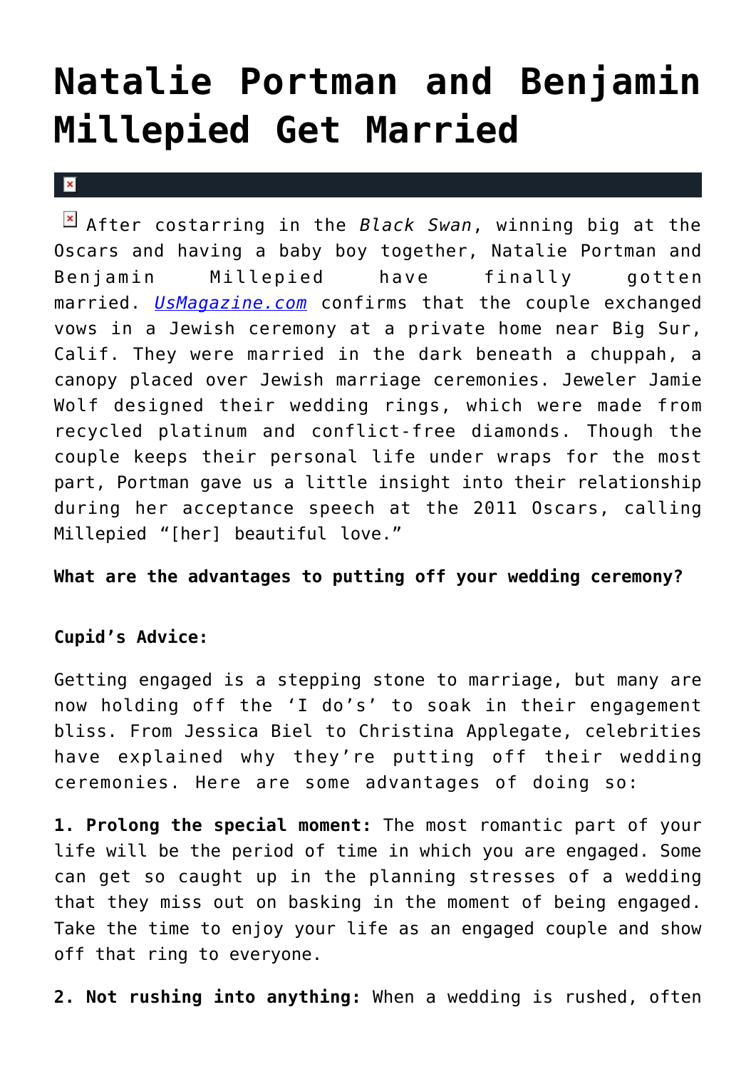# Natalie Portman and Benjamin Millepied Get Married

After costarring in the *Black Swan*, winning big at the Oscars and having a baby boy together, Natalie Portman and Benjamin Millepied have finally gotten married. [UsMagazine.com](UsMagazine.com) confirms that the couple exchanged vows in a Jewish ceremony at a private home near Big Sur, Calif. They were married in the dark beneath a chuppah, a canopy placed over Jewish marriage ceremonies. Jeweler Jamie Wolf designed their wedding rings, which were made from recycled platinum and conflict-free diamonds. Though the couple keeps their personal life under wraps for the most part, Portman gave us a little insight into their relationship during her acceptance speech at the 2011 Oscars, calling Millepied "[her] beautiful love."

**What are the advantages to putting off your wedding ceremony?**

**Cupid's Advice:**

Getting engaged is a stepping stone to marriage, but many are now holding off the 'I do's' to soak in their engagement bliss. From Jessica Biel to Christina Applegate, celebrities have explained why they're putting off their wedding ceremonies. Here are some advantages of doing so:

**1. Prolong the special moment:** The most romantic part of your life will be the period of time in which you are engaged. Some can get so caught up in the planning stresses of a wedding that they miss out on basking in the moment of being engaged. Take the time to enjoy your life as an engaged couple and show off that ring to everyone.

**2. Not rushing into anything:** When a wedding is rushed, often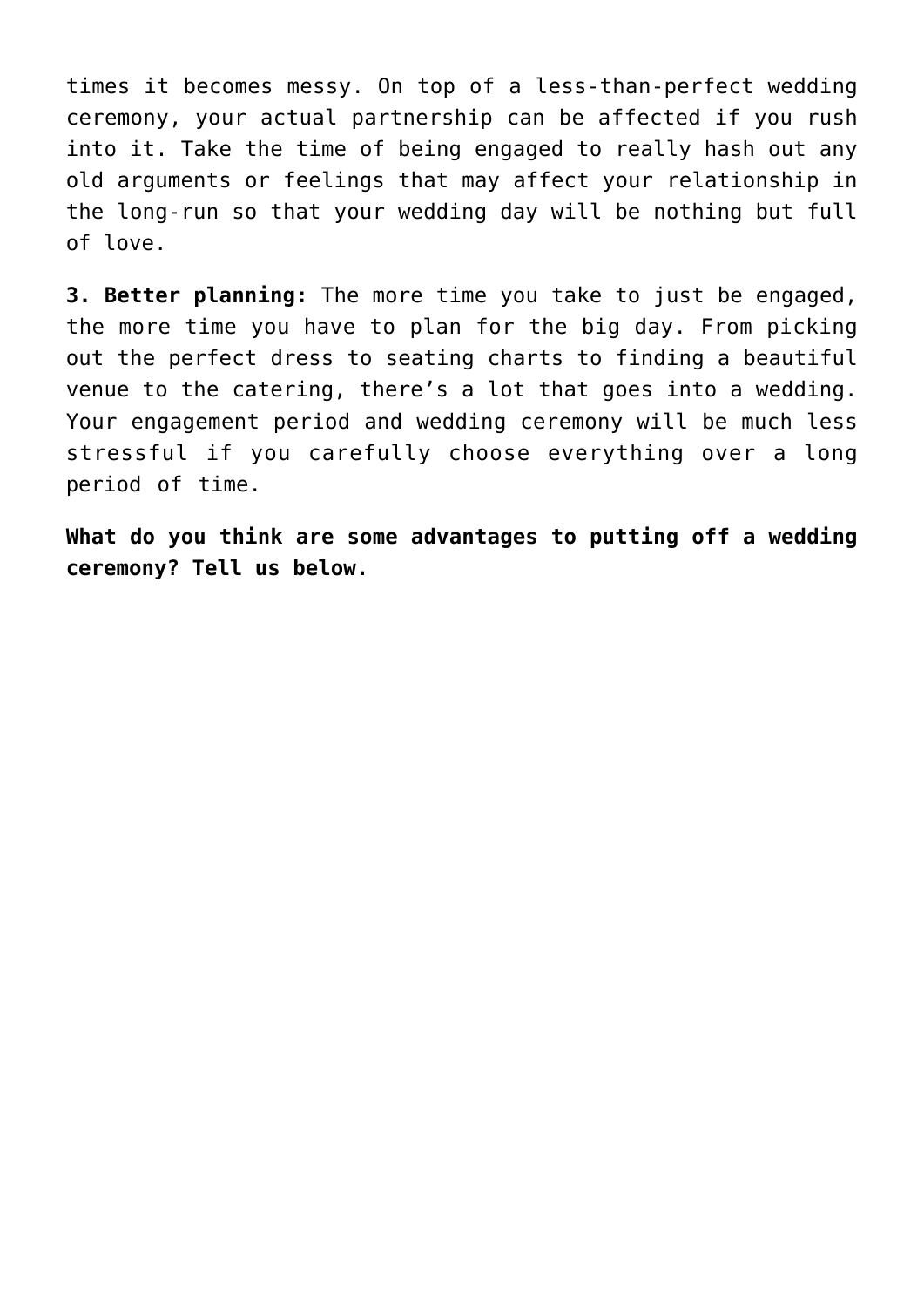times it becomes messy. On top of a less-than-perfect wedding ceremony, your actual partnership can be affected if you rush into it. Take the time of being engaged to really hash out any old arguments or feelings that may affect your relationship in the long-run so that your wedding day will be nothing but full of love.

**3. Better planning:** The more time you take to just be engaged, the more time you have to plan for the big day. From picking out the perfect dress to seating charts to finding a beautiful venue to the catering, there's a lot that goes into a wedding. Your engagement period and wedding ceremony will be much less stressful if you carefully choose everything over a long period of time.

**What do you think are some advantages to putting off a wedding ceremony? Tell us below.**